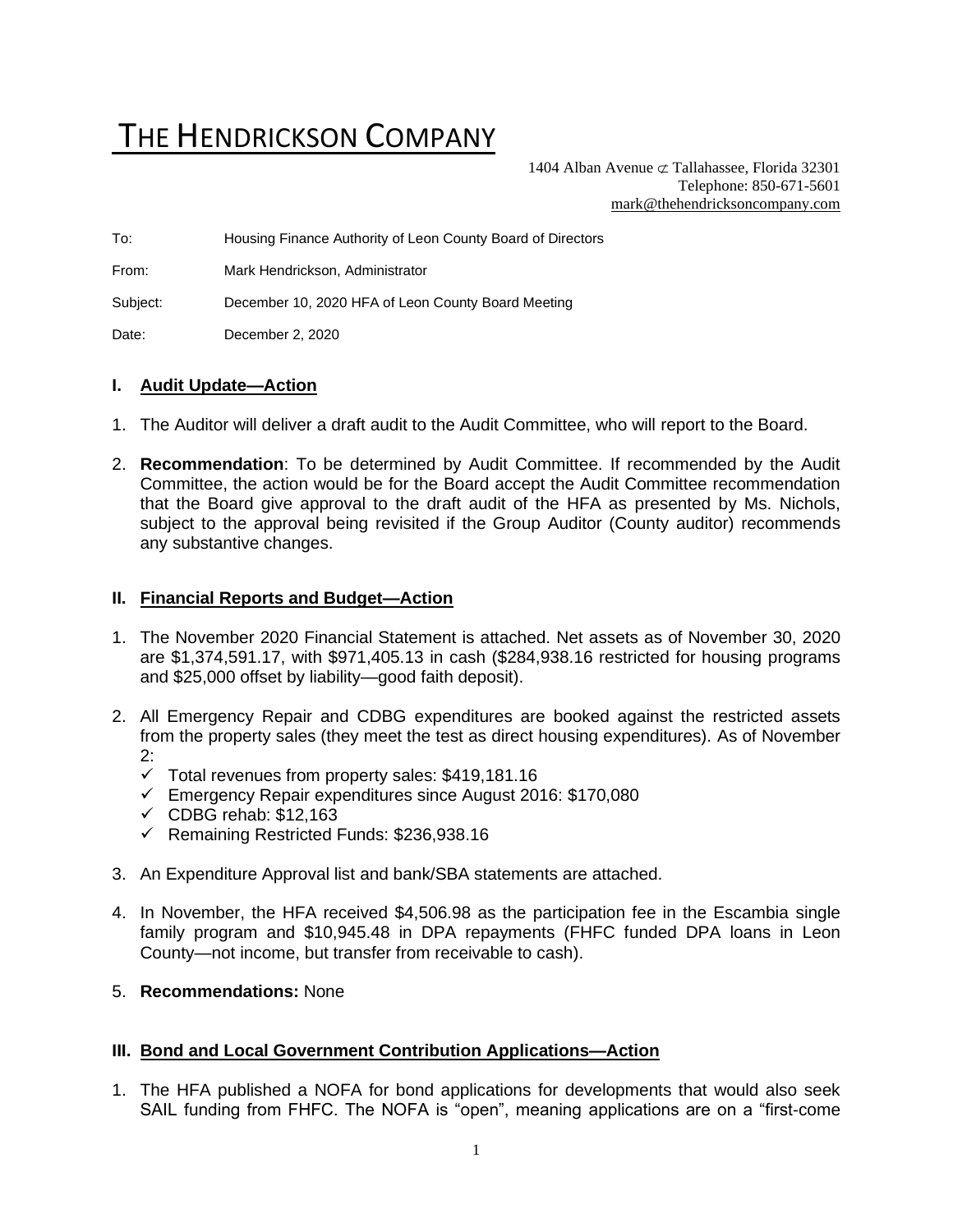# THE HENDRICKSON COMPANY

1404 Alban Avenue ⊄ Tallahassee, Florida 32301
Telephone: 850-671-5601
mark@thehendricksoncompany.com

To: Housing Finance Authority of Leon County Board of Directors

From: Mark Hendrickson, Administrator

Subject: December 10, 2020 HFA of Leon County Board Meeting

Date: December 2, 2020

## I. Audit Update—Action

1. The Auditor will deliver a draft audit to the Audit Committee, who will report to the Board.

2. **Recommendation**: To be determined by Audit Committee. If recommended by the Audit Committee, the action would be for the Board accept the Audit Committee recommendation that the Board give approval to the draft audit of the HFA as presented by Ms. Nichols, subject to the approval being revisited if the Group Auditor (County auditor) recommends any substantive changes.

## II. Financial Reports and Budget—Action

1. The November 2020 Financial Statement is attached. Net assets as of November 30, 2020 are $1,374,591.17, with $971,405.13 in cash ($284,938.16 restricted for housing programs and $25,000 offset by liability—good faith deposit).

2. All Emergency Repair and CDBG expenditures are booked against the restricted assets from the property sales (they meet the test as direct housing expenditures). As of November 2:
   - ✓ Total revenues from property sales: $419,181.16
   - ✓ Emergency Repair expenditures since August 2016: $170,080
   - ✓ CDBG rehab: $12,163
   - ✓ Remaining Restricted Funds: $236,938.16

3. An Expenditure Approval list and bank/SBA statements are attached.

4. In November, the HFA received $4,506.98 as the participation fee in the Escambia single family program and $10,945.48 in DPA repayments (FHFC funded DPA loans in Leon County—not income, but transfer from receivable to cash).

5. **Recommendations:** None

## III. Bond and Local Government Contribution Applications—Action

1. The HFA published a NOFA for bond applications for developments that would also seek SAIL funding from FHFC. The NOFA is "open", meaning applications are on a "first-come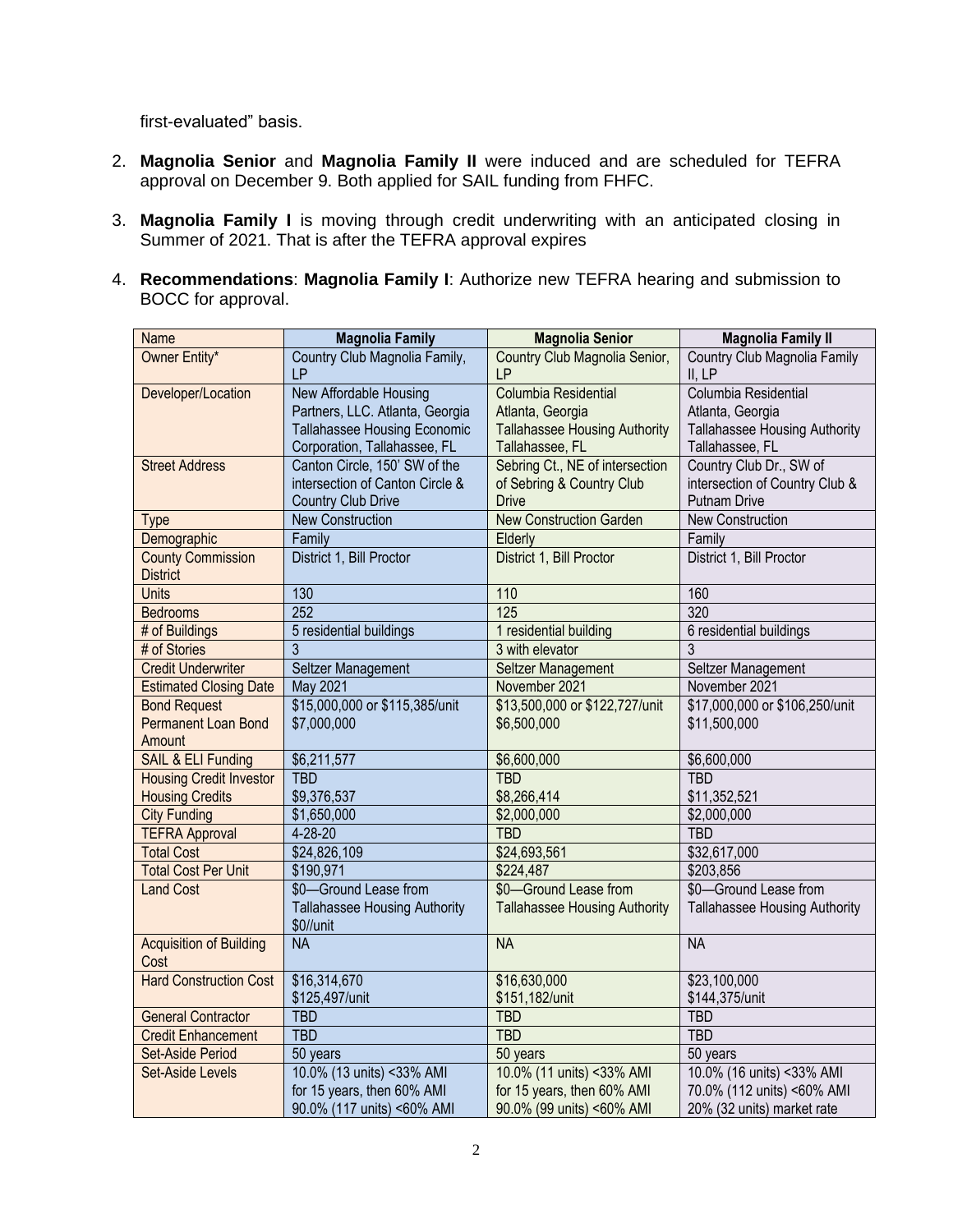first-evaluated" basis.

2. **Magnolia Senior** and **Magnolia Family II** were induced and are scheduled for TEFRA approval on December 9. Both applied for SAIL funding from FHFC.

3. **Magnolia Family I** is moving through credit underwriting with an anticipated closing in Summer of 2021. That is after the TEFRA approval expires

4. **Recommendations**: **Magnolia Family I**: Authorize new TEFRA hearing and submission to BOCC for approval.

| Name | **Magnolia Family** | **Magnolia Senior** | **Magnolia Family II** |
|---|---|---|---|
| Owner Entity* | Country Club Magnolia Family, LP | Country Club Magnolia Senior, LP | Country Club Magnolia Family II, LP |
| Developer/Location | New Affordable Housing Partners, LLC. Atlanta, Georgia<br>Tallahassee Housing Economic Corporation, Tallahassee, FL | Columbia Residential Atlanta, Georgia<br>Tallahassee Housing Authority Tallahassee, FL | Columbia Residential Atlanta, Georgia<br>Tallahassee Housing Authority Tallahassee, FL |
| Street Address | Canton Circle, 150' SW of the intersection of Canton Circle & Country Club Drive | Sebring Ct., NE of intersection of Sebring & Country Club Drive | Country Club Dr., SW of intersection of Country Club & Putnam Drive |
| Type | New Construction | New Construction Garden | New Construction |
| Demographic | Family | Elderly | Family |
| County Commission District | District 1, Bill Proctor | District 1, Bill Proctor | District 1, Bill Proctor |
| Units | 130 | 110 | 160 |
| Bedrooms | 252 | 125 | 320 |
| # of Buildings | 5 residential buildings | 1 residential building | 6 residential buildings |
| # of Stories | 3 | 3 with elevator | 3 |
| Credit Underwriter | Seltzer Management | Seltzer Management | Seltzer Management |
| Estimated Closing Date | May 2021 | November 2021 | November 2021 |
| Bond Request<br>Permanent Loan Bond Amount | $15,000,000 or $115,385/unit<br>$7,000,000 | $13,500,000 or $122,727/unit<br>$6,500,000 | $17,000,000 or $106,250/unit<br>$11,500,000 |
| SAIL & ELI Funding | $6,211,577 | $6,600,000 | $6,600,000 |
| Housing Credit Investor<br>Housing Credits | TBD<br>$9,376,537 | TBD<br>$8,266,414 | TBD<br>$11,352,521 |
| City Funding | $1,650,000 | $2,000,000 | $2,000,000 |
| TEFRA Approval | 4-28-20 | TBD | TBD |
| Total Cost | $24,826,109 | $24,693,561 | $32,617,000 |
| Total Cost Per Unit | $190,971 | $224,487 | $203,856 |
| Land Cost | $0—Ground Lease from Tallahassee Housing Authority $0//unit | $0—Ground Lease from Tallahassee Housing Authority | $0—Ground Lease from Tallahassee Housing Authority |
| Acquisition of Building Cost | NA | NA | NA |
| Hard Construction Cost | $16,314,670<br>$125,497/unit | $16,630,000<br>$151,182/unit | $23,100,000<br>$144,375/unit |
| General Contractor | TBD | TBD | TBD |
| Credit Enhancement | TBD | TBD | TBD |
| Set-Aside Period | 50 years | 50 years | 50 years |
| Set-Aside Levels | 10.0% (13 units) <33% AMI for 15 years, then 60% AMI<br>90.0% (117 units) <60% AMI | 10.0% (11 units) <33% AMI for 15 years, then 60% AMI<br>90.0% (99 units) <60% AMI | 10.0% (16 units) <33% AMI<br>70.0% (112 units) <60% AMI<br>20% (32 units) market rate |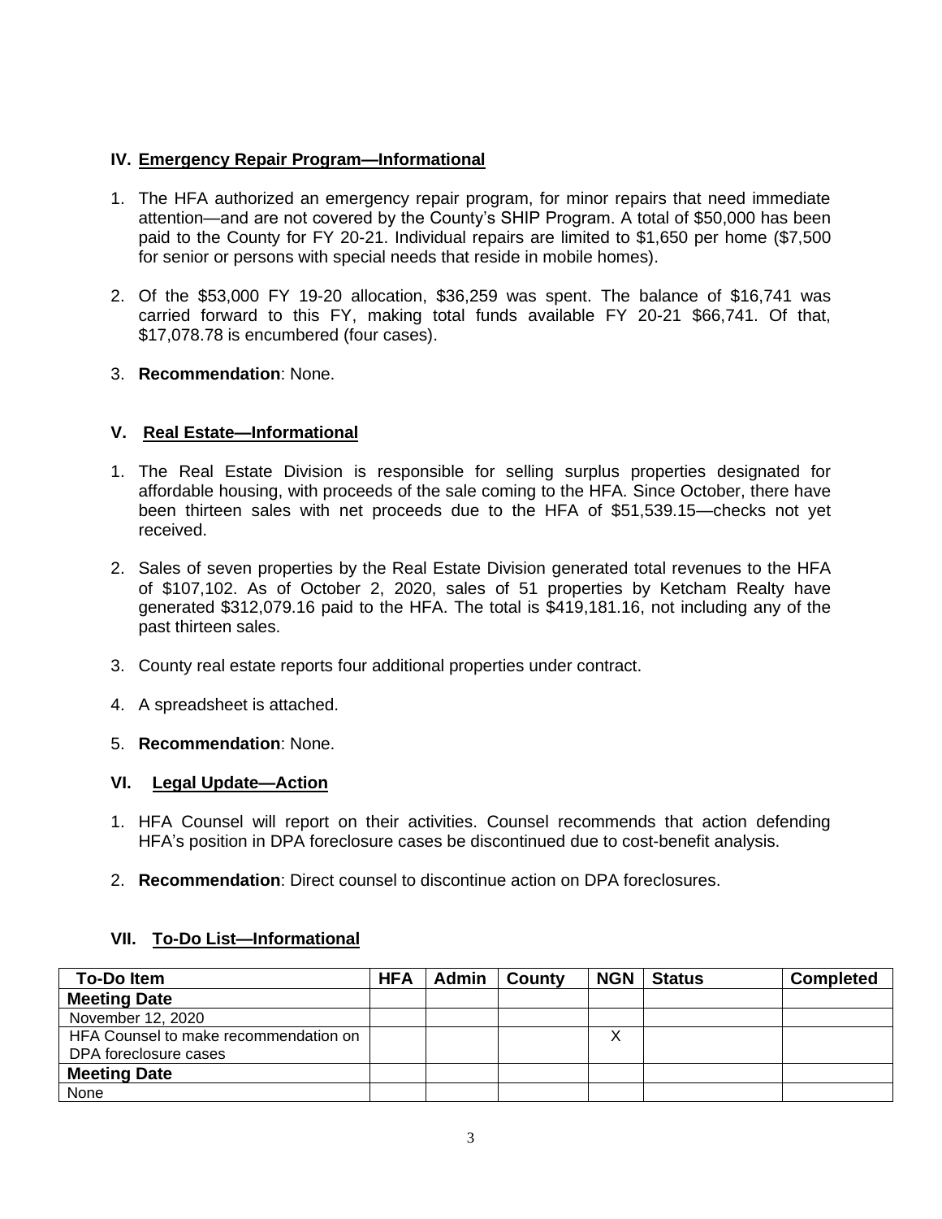## IV. Emergency Repair Program—Informational

1. The HFA authorized an emergency repair program, for minor repairs that need immediate attention—and are not covered by the County's SHIP Program. A total of $50,000 has been paid to the County for FY 20-21. Individual repairs are limited to $1,650 per home ($7,500 for senior or persons with special needs that reside in mobile homes).

2. Of the $53,000 FY 19-20 allocation, $36,259 was spent. The balance of $16,741 was carried forward to this FY, making total funds available FY 20-21 $66,741. Of that, $17,078.78 is encumbered (four cases).

3. **Recommendation**: None.

## V. Real Estate—Informational

1. The Real Estate Division is responsible for selling surplus properties designated for affordable housing, with proceeds of the sale coming to the HFA. Since October, there have been thirteen sales with net proceeds due to the HFA of $51,539.15—checks not yet received.

2. Sales of seven properties by the Real Estate Division generated total revenues to the HFA of $107,102. As of October 2, 2020, sales of 51 properties by Ketcham Realty have generated $312,079.16 paid to the HFA. The total is $419,181.16, not including any of the past thirteen sales.

3. County real estate reports four additional properties under contract.

4. A spreadsheet is attached.

5. **Recommendation**: None.

## VI. Legal Update—Action

1. HFA Counsel will report on their activities. Counsel recommends that action defending HFA's position in DPA foreclosure cases be discontinued due to cost-benefit analysis.

2. **Recommendation**: Direct counsel to discontinue action on DPA foreclosures.

## VII. To-Do List—Informational

| To-Do Item | HFA | Admin | County | NGN | Status | Completed |
|---|---|---|---|---|---|---|
| **Meeting Date** | | | | | | |
| November 12, 2020 | | | | | | |
| HFA Counsel to make recommendation on DPA foreclosure cases | | | | X | | |
| **Meeting Date** | | | | | | |
| None | | | | | | |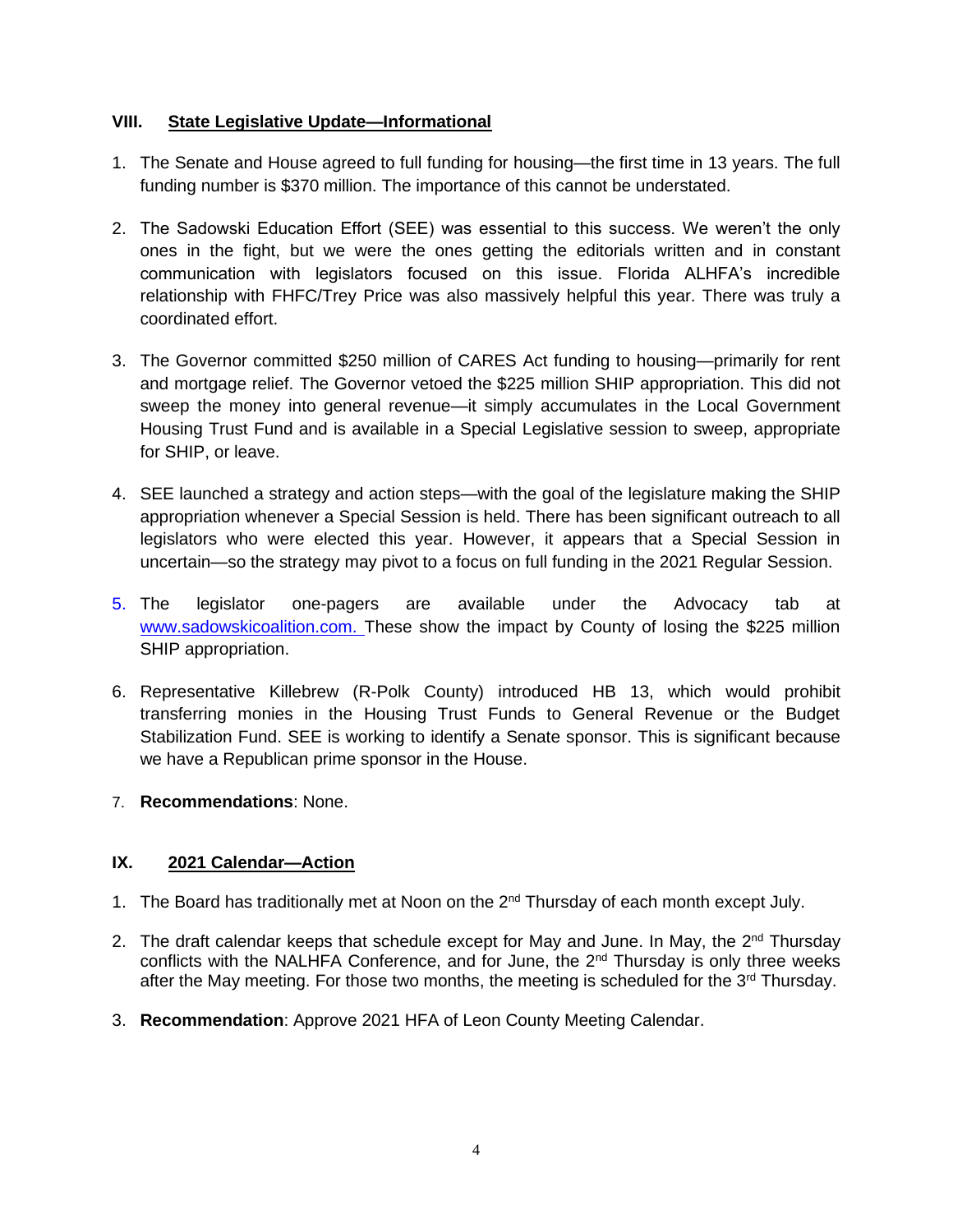## VIII. State Legislative Update—Informational

1. The Senate and House agreed to full funding for housing—the first time in 13 years. The full funding number is $370 million. The importance of this cannot be understated.

2. The Sadowski Education Effort (SEE) was essential to this success. We weren't the only ones in the fight, but we were the ones getting the editorials written and in constant communication with legislators focused on this issue. Florida ALHFA's incredible relationship with FHFC/Trey Price was also massively helpful this year. There was truly a coordinated effort.

3. The Governor committed $250 million of CARES Act funding to housing—primarily for rent and mortgage relief. The Governor vetoed the $225 million SHIP appropriation. This did not sweep the money into general revenue—it simply accumulates in the Local Government Housing Trust Fund and is available in a Special Legislative session to sweep, appropriate for SHIP, or leave.

4. SEE launched a strategy and action steps—with the goal of the legislature making the SHIP appropriation whenever a Special Session is held. There has been significant outreach to all legislators who were elected this year. However, it appears that a Special Session in uncertain—so the strategy may pivot to a focus on full funding in the 2021 Regular Session.

5. The legislator one-pagers are available under the Advocacy tab at www.sadowskicoalition.com. These show the impact by County of losing the $225 million SHIP appropriation.

6. Representative Killebrew (R-Polk County) introduced HB 13, which would prohibit transferring monies in the Housing Trust Funds to General Revenue or the Budget Stabilization Fund. SEE is working to identify a Senate sponsor. This is significant because we have a Republican prime sponsor in the House.

7. **Recommendations**: None.

## IX. 2021 Calendar—Action

1. The Board has traditionally met at Noon on the 2nd Thursday of each month except July.

2. The draft calendar keeps that schedule except for May and June. In May, the 2nd Thursday conflicts with the NALHFA Conference, and for June, the 2nd Thursday is only three weeks after the May meeting. For those two months, the meeting is scheduled for the 3rd Thursday.

3. **Recommendation**: Approve 2021 HFA of Leon County Meeting Calendar.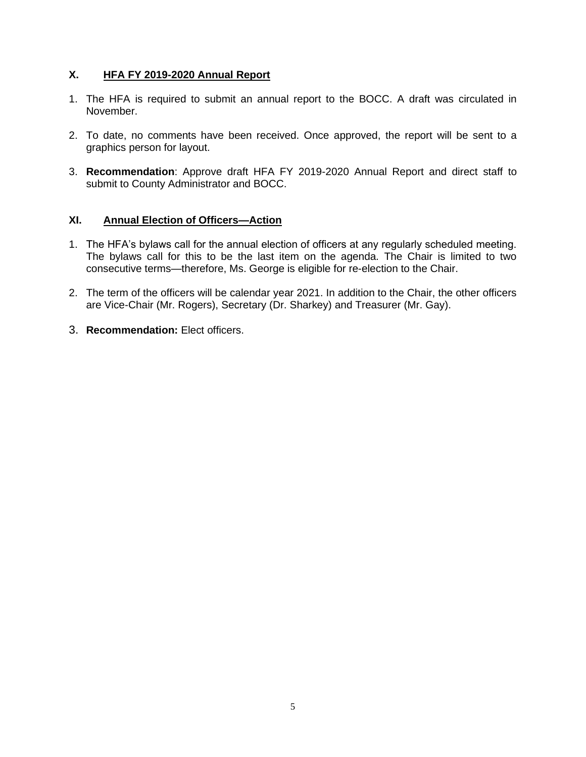## X. HFA FY 2019-2020 Annual Report

1. The HFA is required to submit an annual report to the BOCC. A draft was circulated in November.

2. To date, no comments have been received. Once approved, the report will be sent to a graphics person for layout.

3. **Recommendation**: Approve draft HFA FY 2019-2020 Annual Report and direct staff to submit to County Administrator and BOCC.

## XI. Annual Election of Officers—Action

1. The HFA's bylaws call for the annual election of officers at any regularly scheduled meeting. The bylaws call for this to be the last item on the agenda. The Chair is limited to two consecutive terms—therefore, Ms. George is eligible for re-election to the Chair.

2. The term of the officers will be calendar year 2021. In addition to the Chair, the other officers are Vice-Chair (Mr. Rogers), Secretary (Dr. Sharkey) and Treasurer (Mr. Gay).

3. **Recommendation:** Elect officers.